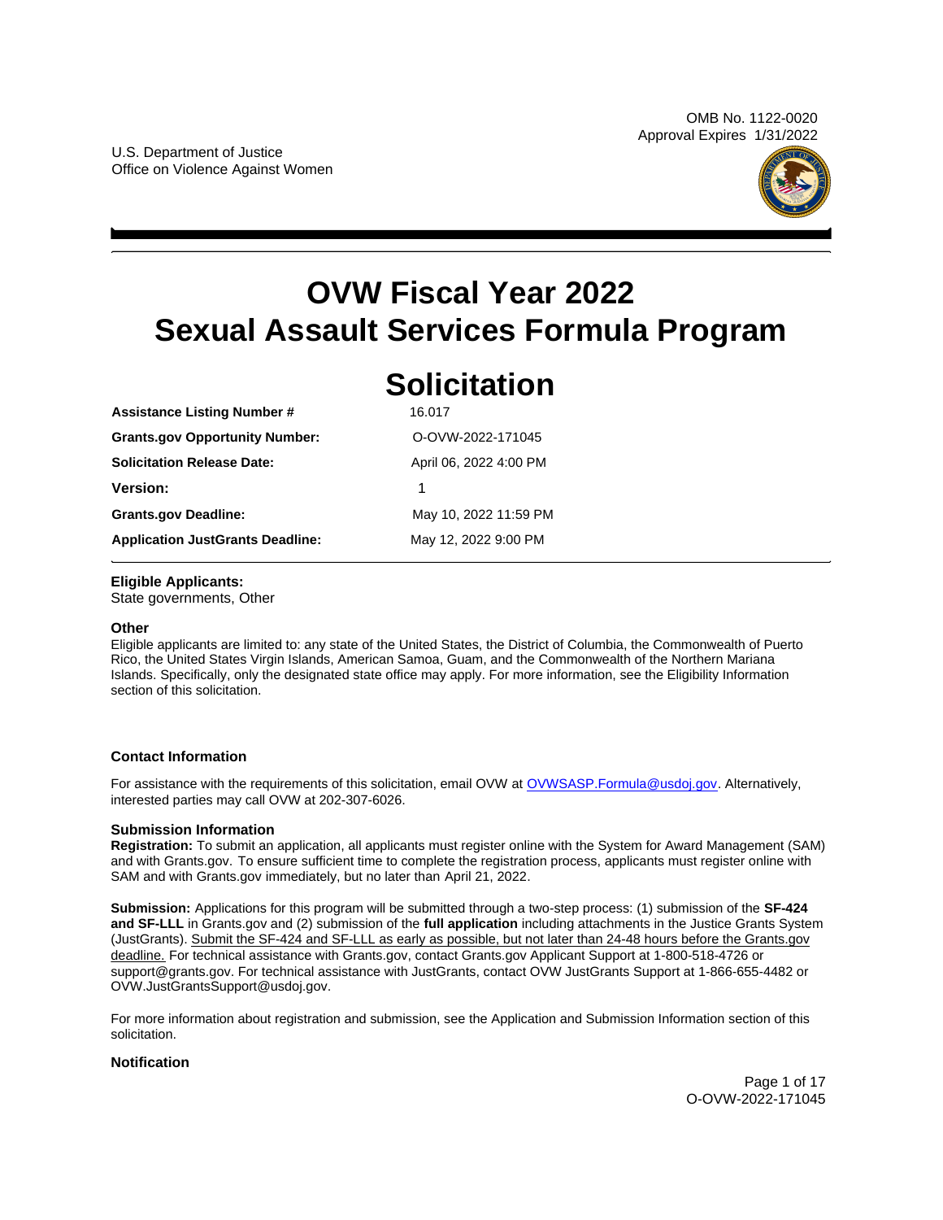OMB No. 1122-0020
Approval Expires 1/31/2022

U.S. Department of Justice
Office on Violence Against Women

# OVW Fiscal Year 2022 Sexual Assault Services Formula Program Solicitation

| | |
|---|---|
| **Assistance Listing Number #** | 16.017 |
| **Grants.gov Opportunity Number:** | O-OVW-2022-171045 |
| **Solicitation Release Date:** | April 06, 2022 4:00 PM |
| **Version:** | 1 |
| **Grants.gov Deadline:** | May 10, 2022 11:59 PM |
| **Application JustGrants Deadline:** | May 12, 2022 9:00 PM |

**Eligible Applicants:**
State governments, Other

**Other**
Eligible applicants are limited to: any state of the United States, the District of Columbia, the Commonwealth of Puerto Rico, the United States Virgin Islands, American Samoa, Guam, and the Commonwealth of the Northern Mariana Islands. Specifically, only the designated state office may apply. For more information, see the Eligibility Information section of this solicitation.

**Contact Information**

For assistance with the requirements of this solicitation, email OVW at OVWSASP.Formula@usdoj.gov. Alternatively, interested parties may call OVW at 202-307-6026.

**Submission Information**
**Registration:** To submit an application, all applicants must register online with the System for Award Management (SAM) and with Grants.gov. To ensure sufficient time to complete the registration process, applicants must register online with SAM and with Grants.gov immediately, but no later than April 21, 2022.

**Submission:** Applications for this program will be submitted through a two-step process: (1) submission of the **SF-424 and SF-LLL** in Grants.gov and (2) submission of the **full application** including attachments in the Justice Grants System (JustGrants). Submit the SF-424 and SF-LLL as early as possible, but not later than 24-48 hours before the Grants.gov deadline. For technical assistance with Grants.gov, contact Grants.gov Applicant Support at 1-800-518-4726 or support@grants.gov. For technical assistance with JustGrants, contact OVW JustGrants Support at 1-866-655-4482 or OVW.JustGrantsSupport@usdoj.gov.

For more information about registration and submission, see the Application and Submission Information section of this solicitation.

**Notification**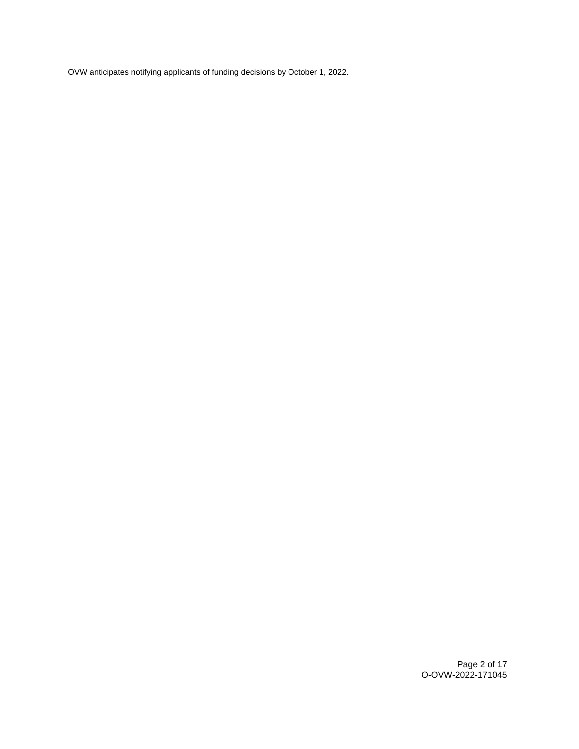OVW anticipates notifying applicants of funding decisions by October 1, 2022.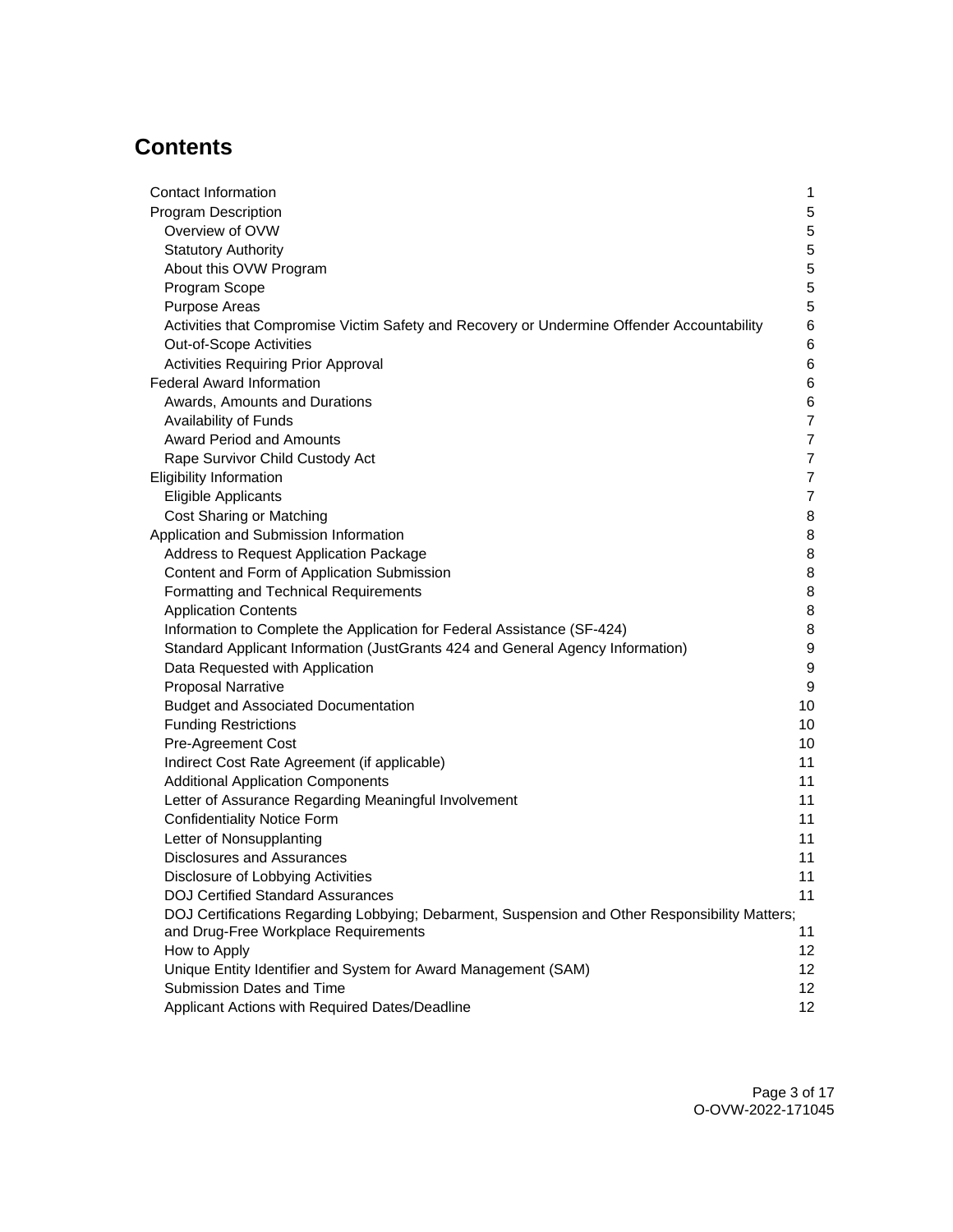# Contents

| | |
|---|---|
| Contact Information | 1 |
| Program Description | 5 |
| Overview of OVW | 5 |
| Statutory Authority | 5 |
| About this OVW Program | 5 |
| Program Scope | 5 |
| Purpose Areas | 5 |
| Activities that Compromise Victim Safety and Recovery or Undermine Offender Accountability | 6 |
| Out-of-Scope Activities | 6 |
| Activities Requiring Prior Approval | 6 |
| Federal Award Information | 6 |
| Awards, Amounts and Durations | 6 |
| Availability of Funds | 7 |
| Award Period and Amounts | 7 |
| Rape Survivor Child Custody Act | 7 |
| Eligibility Information | 7 |
| Eligible Applicants | 7 |
| Cost Sharing or Matching | 8 |
| Application and Submission Information | 8 |
| Address to Request Application Package | 8 |
| Content and Form of Application Submission | 8 |
| Formatting and Technical Requirements | 8 |
| Application Contents | 8 |
| Information to Complete the Application for Federal Assistance (SF-424) | 8 |
| Standard Applicant Information (JustGrants 424 and General Agency Information) | 9 |
| Data Requested with Application | 9 |
| Proposal Narrative | 9 |
| Budget and Associated Documentation | 10 |
| Funding Restrictions | 10 |
| Pre-Agreement Cost | 10 |
| Indirect Cost Rate Agreement (if applicable) | 11 |
| Additional Application Components | 11 |
| Letter of Assurance Regarding Meaningful Involvement | 11 |
| Confidentiality Notice Form | 11 |
| Letter of Nonsupplanting | 11 |
| Disclosures and Assurances | 11 |
| Disclosure of Lobbying Activities | 11 |
| DOJ Certified Standard Assurances | 11 |
| DOJ Certifications Regarding Lobbying; Debarment, Suspension and Other Responsibility Matters; and Drug-Free Workplace Requirements | 11 |
| How to Apply | 12 |
| Unique Entity Identifier and System for Award Management (SAM) | 12 |
| Submission Dates and Time | 12 |
| Applicant Actions with Required Dates/Deadline | 12 |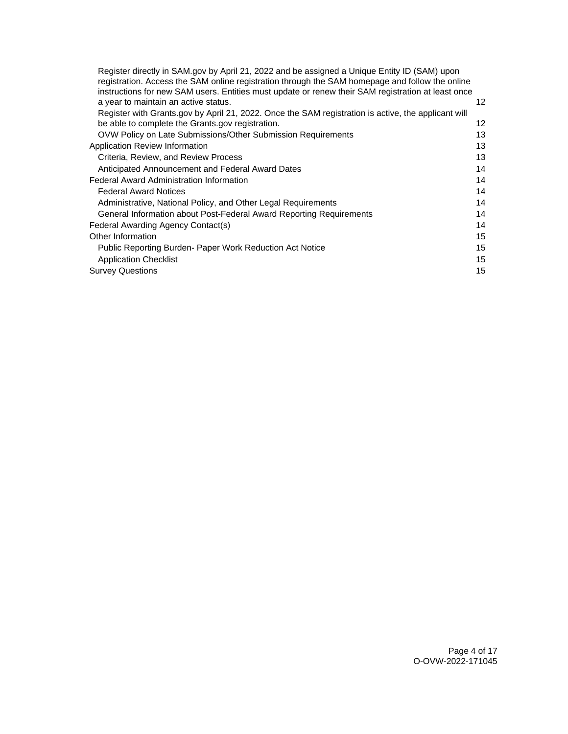- Register directly in SAM.gov by April 21, 2022 and be assigned a Unique Entity ID (SAM) upon registration. Access the SAM online registration through the SAM homepage and follow the online instructions for new SAM users. Entities must update or renew their SAM registration at least once a year to maintain an active status. 12
- Register with Grants.gov by April 21, 2022. Once the SAM registration is active, the applicant will be able to complete the Grants.gov registration. 12
- OVW Policy on Late Submissions/Other Submission Requirements 13

Application Review Information 13

- Criteria, Review, and Review Process 13
- Anticipated Announcement and Federal Award Dates 14

Federal Award Administration Information 14

- Federal Award Notices 14
- Administrative, National Policy, and Other Legal Requirements 14
- General Information about Post-Federal Award Reporting Requirements 14

Federal Awarding Agency Contact(s) 14

Other Information 15

- Public Reporting Burden- Paper Work Reduction Act Notice 15
- Application Checklist 15

Survey Questions 15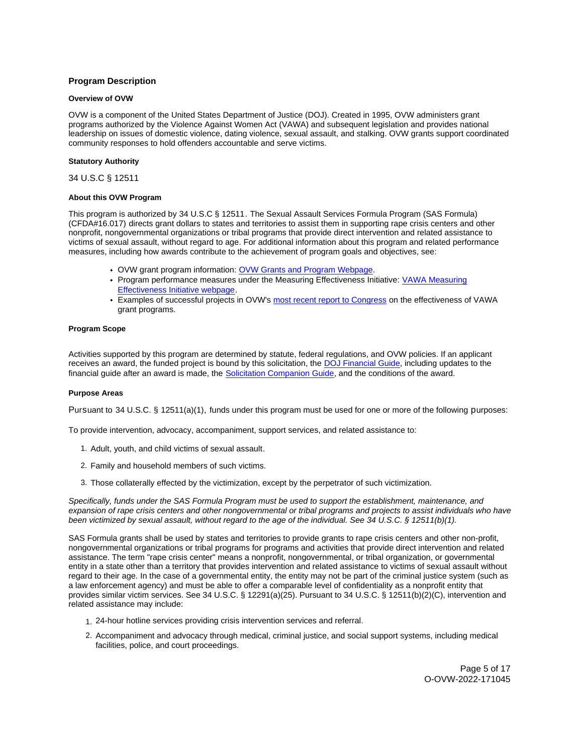## Program Description

### Overview of OVW

OVW is a component of the United States Department of Justice (DOJ). Created in 1995, OVW administers grant programs authorized by the Violence Against Women Act (VAWA) and subsequent legislation and provides national leadership on issues of domestic violence, dating violence, sexual assault, and stalking. OVW grants support coordinated community responses to hold offenders accountable and serve victims.

### Statutory Authority

34 U.S.C § 12511

### About this OVW Program

This program is authorized by 34 U.S.C § 12511. The Sexual Assault Services Formula Program (SAS Formula) (CFDA#16.017) directs grant dollars to states and territories to assist them in supporting rape crisis centers and other nonprofit, nongovernmental organizations or tribal programs that provide direct intervention and related assistance to victims of sexual assault, without regard to age. For additional information about this program and related performance measures, including how awards contribute to the achievement of program goals and objectives, see:

- OVW grant program information: OVW Grants and Program Webpage.
- Program performance measures under the Measuring Effectiveness Initiative: VAWA Measuring Effectiveness Initiative webpage.
- Examples of successful projects in OVW's most recent report to Congress on the effectiveness of VAWA grant programs.

### Program Scope

Activities supported by this program are determined by statute, federal regulations, and OVW policies. If an applicant receives an award, the funded project is bound by this solicitation, the DOJ Financial Guide, including updates to the financial guide after an award is made, the Solicitation Companion Guide, and the conditions of the award.

### Purpose Areas

Pursuant to 34 U.S.C. § 12511(a)(1), funds under this program must be used for one or more of the following purposes:

To provide intervention, advocacy, accompaniment, support services, and related assistance to:

1. Adult, youth, and child victims of sexual assault.
2. Family and household members of such victims.
3. Those collaterally effected by the victimization, except by the perpetrator of such victimization.

*Specifically, funds under the SAS Formula Program must be used to support the establishment, maintenance, and expansion of rape crisis centers and other nongovernmental or tribal programs and projects to assist individuals who have been victimized by sexual assault, without regard to the age of the individual. See 34 U.S.C. § 12511(b)(1).*

SAS Formula grants shall be used by states and territories to provide grants to rape crisis centers and other non-profit, nongovernmental organizations or tribal programs for programs and activities that provide direct intervention and related assistance. The term "rape crisis center" means a nonprofit, nongovernmental, or tribal organization, or governmental entity in a state other than a territory that provides intervention and related assistance to victims of sexual assault without regard to their age. In the case of a governmental entity, the entity may not be part of the criminal justice system (such as a law enforcement agency) and must be able to offer a comparable level of confidentiality as a nonprofit entity that provides similar victim services. See 34 U.S.C. § 12291(a)(25). Pursuant to 34 U.S.C. § 12511(b)(2)(C), intervention and related assistance may include:

1. 24-hour hotline services providing crisis intervention services and referral.
2. Accompaniment and advocacy through medical, criminal justice, and social support systems, including medical facilities, police, and court proceedings.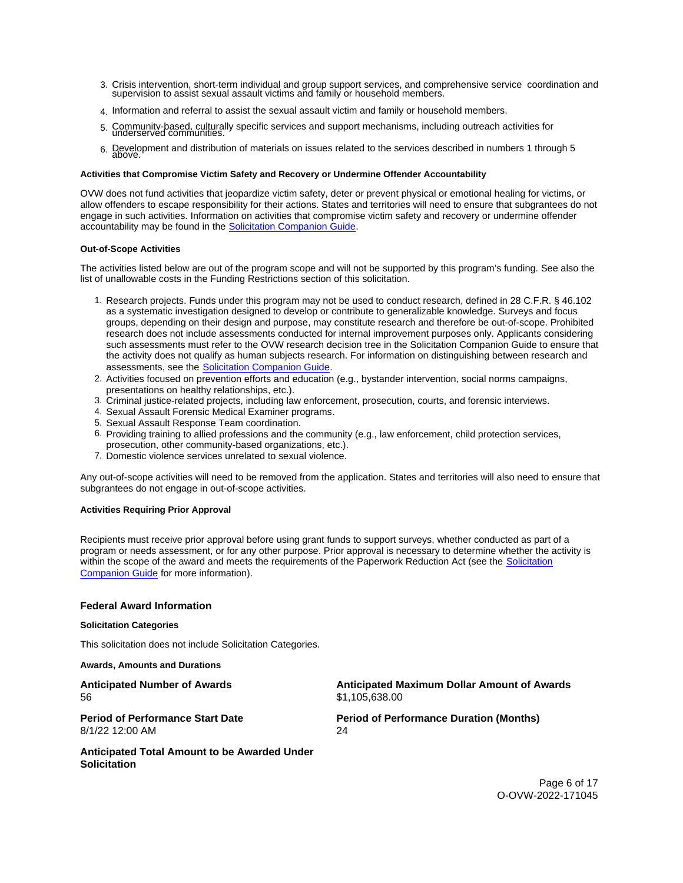3. Crisis intervention, short-term individual and group support services, and comprehensive service coordination and supervision to assist sexual assault victims and family or household members.
4. Information and referral to assist the sexual assault victim and family or household members.
5. Community-based, culturally specific services and support mechanisms, including outreach activities for underserved communities.
6. Development and distribution of materials on issues related to the services described in numbers 1 through 5 above.

#### Activities that Compromise Victim Safety and Recovery or Undermine Offender Accountability

OVW does not fund activities that jeopardize victim safety, deter or prevent physical or emotional healing for victims, or allow offenders to escape responsibility for their actions. States and territories will need to ensure that subgrantees do not engage in such activities. Information on activities that compromise victim safety and recovery or undermine offender accountability may be found in the Solicitation Companion Guide.

#### Out-of-Scope Activities

The activities listed below are out of the program scope and will not be supported by this program's funding. See also the list of unallowable costs in the Funding Restrictions section of this solicitation.

1. Research projects. Funds under this program may not be used to conduct research, defined in 28 C.F.R. § 46.102 as a systematic investigation designed to develop or contribute to generalizable knowledge. Surveys and focus groups, depending on their design and purpose, may constitute research and therefore be out-of-scope. Prohibited research does not include assessments conducted for internal improvement purposes only. Applicants considering such assessments must refer to the OVW research decision tree in the Solicitation Companion Guide to ensure that the activity does not qualify as human subjects research. For information on distinguishing between research and assessments, see the Solicitation Companion Guide.
2. Activities focused on prevention efforts and education (e.g., bystander intervention, social norms campaigns, presentations on healthy relationships, etc.).
3. Criminal justice-related projects, including law enforcement, prosecution, courts, and forensic interviews.
4. Sexual Assault Forensic Medical Examiner programs.
5. Sexual Assault Response Team coordination.
6. Providing training to allied professions and the community (e.g., law enforcement, child protection services, prosecution, other community-based organizations, etc.).
7. Domestic violence services unrelated to sexual violence.

Any out-of-scope activities will need to be removed from the application. States and territories will also need to ensure that subgrantees do not engage in out-of-scope activities.

#### Activities Requiring Prior Approval

Recipients must receive prior approval before using grant funds to support surveys, whether conducted as part of a program or needs assessment, or for any other purpose. Prior approval is necessary to determine whether the activity is within the scope of the award and meets the requirements of the Paperwork Reduction Act (see the Solicitation Companion Guide for more information).

### Federal Award Information

#### Solicitation Categories

This solicitation does not include Solicitation Categories.

#### Awards, Amounts and Durations

**Anticipated Number of Awards**
56

**Anticipated Maximum Dollar Amount of Awards**
$1,105,638.00

**Period of Performance Start Date**
8/1/22 12:00 AM

**Period of Performance Duration (Months)**
24

**Anticipated Total Amount to be Awarded Under Solicitation**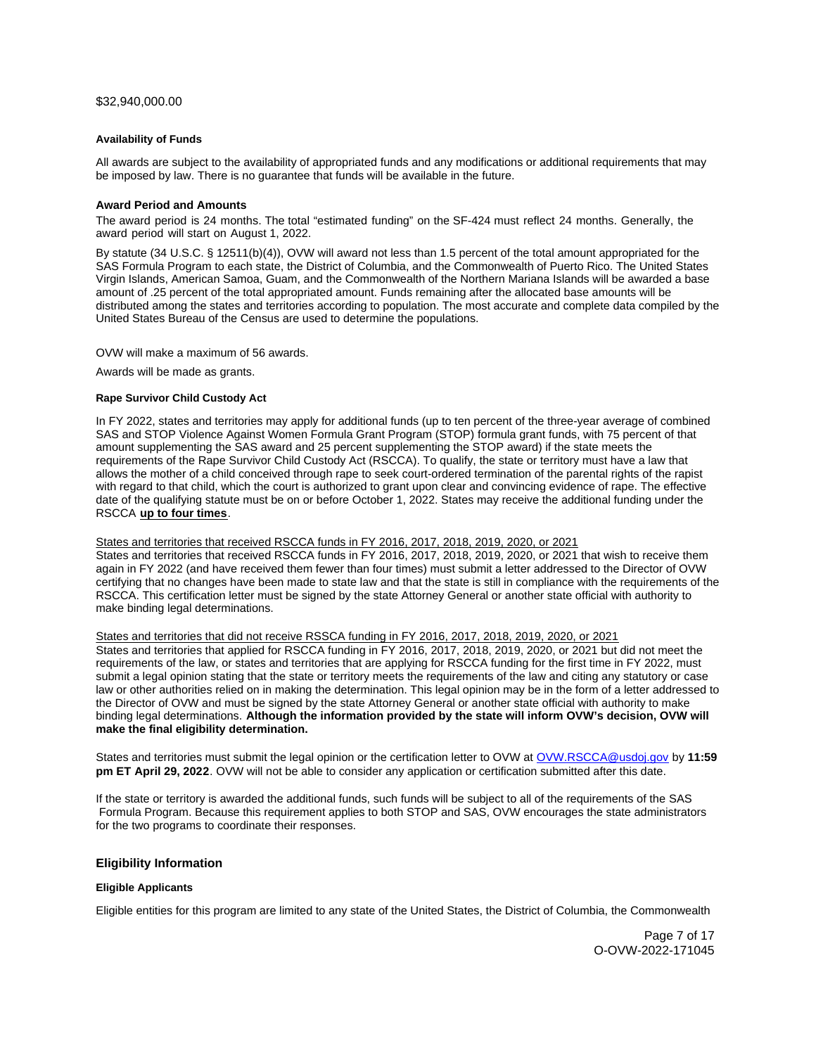$32,940,000.00

#### Availability of Funds

All awards are subject to the availability of appropriated funds and any modifications or additional requirements that may be imposed by law. There is no guarantee that funds will be available in the future.

### Award Period and Amounts

The award period is 24 months. The total "estimated funding" on the SF-424 must reflect 24 months. Generally, the award period will start on August 1, 2022.

By statute (34 U.S.C. § 12511(b)(4)), OVW will award not less than 1.5 percent of the total amount appropriated for the SAS Formula Program to each state, the District of Columbia, and the Commonwealth of Puerto Rico. The United States Virgin Islands, American Samoa, Guam, and the Commonwealth of the Northern Mariana Islands will be awarded a base amount of .25 percent of the total appropriated amount. Funds remaining after the allocated base amounts will be distributed among the states and territories according to population. The most accurate and complete data compiled by the United States Bureau of the Census are used to determine the populations.

OVW will make a maximum of 56 awards.

Awards will be made as grants.

#### Rape Survivor Child Custody Act

In FY 2022, states and territories may apply for additional funds (up to ten percent of the three-year average of combined SAS and STOP Violence Against Women Formula Grant Program (STOP) formula grant funds, with 75 percent of that amount supplementing the SAS award and 25 percent supplementing the STOP award) if the state meets the requirements of the Rape Survivor Child Custody Act (RSCCA). To qualify, the state or territory must have a law that allows the mother of a child conceived through rape to seek court-ordered termination of the parental rights of the rapist with regard to that child, which the court is authorized to grant upon clear and convincing evidence of rape. The effective date of the qualifying statute must be on or before October 1, 2022. States may receive the additional funding under the RSCCA **up to four times**.

States and territories that received RSCCA funds in FY 2016, 2017, 2018, 2019, 2020, or 2021
States and territories that received RSCCA funds in FY 2016, 2017, 2018, 2019, 2020, or 2021 that wish to receive them again in FY 2022 (and have received them fewer than four times) must submit a letter addressed to the Director of OVW certifying that no changes have been made to state law and that the state is still in compliance with the requirements of the RSCCA. This certification letter must be signed by the state Attorney General or another state official with authority to make binding legal determinations.

States and territories that did not receive RSSCA funding in FY 2016, 2017, 2018, 2019, 2020, or 2021
States and territories that applied for RSCCA funding in FY 2016, 2017, 2018, 2019, 2020, or 2021 but did not meet the requirements of the law, or states and territories that are applying for RSCCA funding for the first time in FY 2022, must submit a legal opinion stating that the state or territory meets the requirements of the law and citing any statutory or case law or other authorities relied on in making the determination. This legal opinion may be in the form of a letter addressed to the Director of OVW and must be signed by the state Attorney General or another state official with authority to make binding legal determinations. **Although the information provided by the state will inform OVW's decision, OVW will make the final eligibility determination.**

States and territories must submit the legal opinion or the certification letter to OVW at OVW.RSCCA@usdoj.gov by **11:59 pm ET April 29, 2022**. OVW will not be able to consider any application or certification submitted after this date.

If the state or territory is awarded the additional funds, such funds will be subject to all of the requirements of the SAS Formula Program. Because this requirement applies to both STOP and SAS, OVW encourages the state administrators for the two programs to coordinate their responses.

## Eligibility Information

#### Eligible Applicants

Eligible entities for this program are limited to any state of the United States, the District of Columbia, the Commonwealth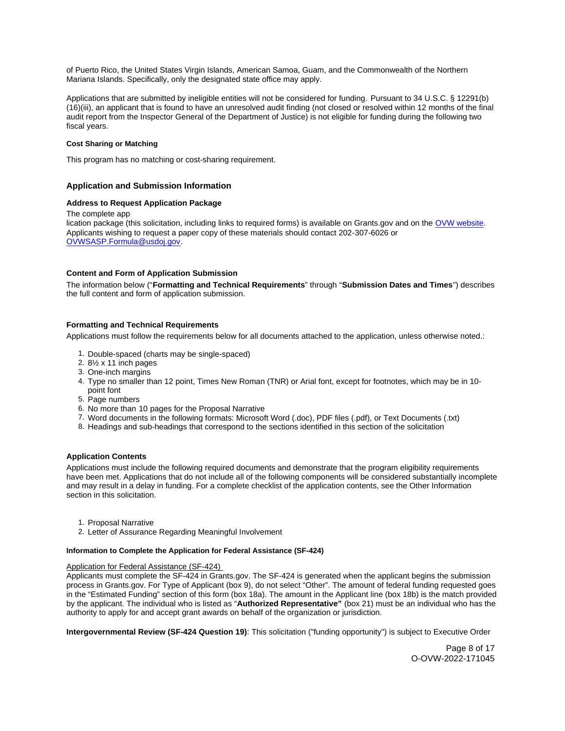of Puerto Rico, the United States Virgin Islands, American Samoa, Guam, and the Commonwealth of the Northern Mariana Islands. Specifically, only the designated state office may apply.

Applications that are submitted by ineligible entities will not be considered for funding. Pursuant to 34 U.S.C. § 12291(b)(16)(iii), an applicant that is found to have an unresolved audit finding (not closed or resolved within 12 months of the final audit report from the Inspector General of the Department of Justice) is not eligible for funding during the following two fiscal years.

#### Cost Sharing or Matching

This program has no matching or cost-sharing requirement.

## Application and Submission Information

### Address to Request Application Package

The complete app
lication package (this solicitation, including links to required forms) is available on Grants.gov and on the OVW website. Applicants wishing to request a paper copy of these materials should contact 202-307-6026 or OVWSASP.Formula@usdoj.gov.

### Content and Form of Application Submission

The information below ("**Formatting and Technical Requirements**" through "**Submission Dates and Times**") describes the full content and form of application submission.

### Formatting and Technical Requirements

Applications must follow the requirements below for all documents attached to the application, unless otherwise noted.:

1. Double-spaced (charts may be single-spaced)
2. 8½ x 11 inch pages
3. One-inch margins
4. Type no smaller than 12 point, Times New Roman (TNR) or Arial font, except for footnotes, which may be in 10-point font
5. Page numbers
6. No more than 10 pages for the Proposal Narrative
7. Word documents in the following formats: Microsoft Word (.doc), PDF files (.pdf), or Text Documents (.txt)
8. Headings and sub-headings that correspond to the sections identified in this section of the solicitation

### Application Contents

Applications must include the following required documents and demonstrate that the program eligibility requirements have been met. Applications that do not include all of the following components will be considered substantially incomplete and may result in a delay in funding. For a complete checklist of the application contents, see the Other Information section in this solicitation.

1. Proposal Narrative
2. Letter of Assurance Regarding Meaningful Involvement

#### Information to Complete the Application for Federal Assistance (SF-424)

Application for Federal Assistance (SF-424)
Applicants must complete the SF-424 in Grants.gov. The SF-424 is generated when the applicant begins the submission process in Grants.gov. For Type of Applicant (box 9), do not select "Other". The amount of federal funding requested goes in the "Estimated Funding" section of this form (box 18a). The amount in the Applicant line (box 18b) is the match provided by the applicant. The individual who is listed as "**Authorized Representative"** (box 21) must be an individual who has the authority to apply for and accept grant awards on behalf of the organization or jurisdiction.

**Intergovernmental Review (SF-424 Question 19)**: This solicitation ("funding opportunity") is subject to Executive Order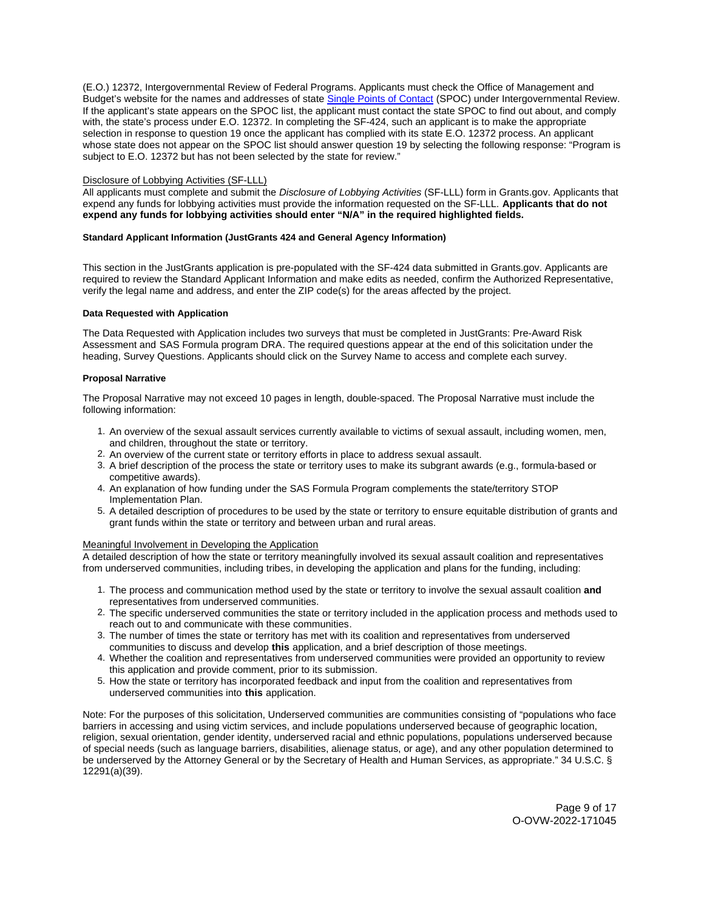(E.O.) 12372, Intergovernmental Review of Federal Programs. Applicants must check the Office of Management and Budget's website for the names and addresses of state [Single Points of Contact](#) (SPOC) under Intergovernmental Review. If the applicant's state appears on the SPOC list, the applicant must contact the state SPOC to find out about, and comply with, the state's process under E.O. 12372. In completing the SF-424, such an applicant is to make the appropriate selection in response to question 19 once the applicant has complied with its state E.O. 12372 process. An applicant whose state does not appear on the SPOC list should answer question 19 by selecting the following response: "Program is subject to E.O. 12372 but has not been selected by the state for review."

Disclosure of Lobbying Activities (SF-LLL)

All applicants must complete and submit the *Disclosure of Lobbying Activities* (SF-LLL) form in Grants.gov. Applicants that expend any funds for lobbying activities must provide the information requested on the SF-LLL. **Applicants that do not expend any funds for lobbying activities should enter "N/A" in the required highlighted fields.**

**Standard Applicant Information (JustGrants 424 and General Agency Information)**

This section in the JustGrants application is pre-populated with the SF-424 data submitted in Grants.gov. Applicants are required to review the Standard Applicant Information and make edits as needed, confirm the Authorized Representative, verify the legal name and address, and enter the ZIP code(s) for the areas affected by the project.

**Data Requested with Application**

The Data Requested with Application includes two surveys that must be completed in JustGrants: Pre-Award Risk Assessment and SAS Formula program DRA. The required questions appear at the end of this solicitation under the heading, Survey Questions. Applicants should click on the Survey Name to access and complete each survey.

**Proposal Narrative**

The Proposal Narrative may not exceed 10 pages in length, double-spaced. The Proposal Narrative must include the following information:

1. An overview of the sexual assault services currently available to victims of sexual assault, including women, men, and children, throughout the state or territory.
2. An overview of the current state or territory efforts in place to address sexual assault.
3. A brief description of the process the state or territory uses to make its subgrant awards (e.g., formula-based or competitive awards).
4. An explanation of how funding under the SAS Formula Program complements the state/territory STOP Implementation Plan.
5. A detailed description of procedures to be used by the state or territory to ensure equitable distribution of grants and grant funds within the state or territory and between urban and rural areas.

Meaningful Involvement in Developing the Application

A detailed description of how the state or territory meaningfully involved its sexual assault coalition and representatives from underserved communities, including tribes, in developing the application and plans for the funding, including:

1. The process and communication method used by the state or territory to involve the sexual assault coalition **and** representatives from underserved communities.
2. The specific underserved communities the state or territory included in the application process and methods used to reach out to and communicate with these communities.
3. The number of times the state or territory has met with its coalition and representatives from underserved communities to discuss and develop **this** application, and a brief description of those meetings.
4. Whether the coalition and representatives from underserved communities were provided an opportunity to review this application and provide comment, prior to its submission.
5. How the state or territory has incorporated feedback and input from the coalition and representatives from underserved communities into **this** application.

Note: For the purposes of this solicitation, Underserved communities are communities consisting of "populations who face barriers in accessing and using victim services, and include populations underserved because of geographic location, religion, sexual orientation, gender identity, underserved racial and ethnic populations, populations underserved because of special needs (such as language barriers, disabilities, alienage status, or age), and any other population determined to be underserved by the Attorney General or by the Secretary of Health and Human Services, as appropriate." 34 U.S.C. § 12291(a)(39).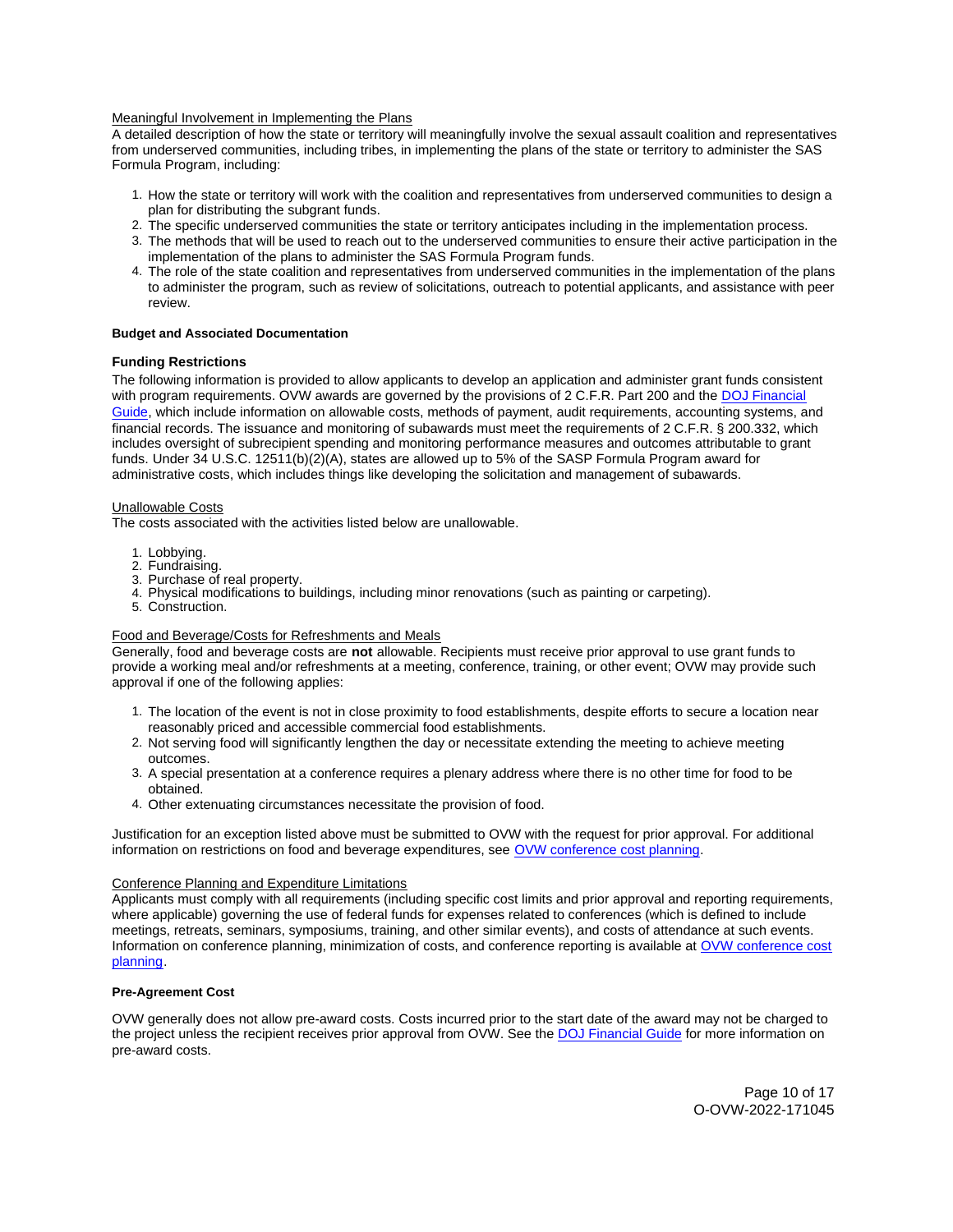Meaningful Involvement in Implementing the Plans

A detailed description of how the state or territory will meaningfully involve the sexual assault coalition and representatives from underserved communities, including tribes, in implementing the plans of the state or territory to administer the SAS Formula Program, including:

1. How the state or territory will work with the coalition and representatives from underserved communities to design a plan for distributing the subgrant funds.
2. The specific underserved communities the state or territory anticipates including in the implementation process.
3. The methods that will be used to reach out to the underserved communities to ensure their active participation in the implementation of the plans to administer the SAS Formula Program funds.
4. The role of the state coalition and representatives from underserved communities in the implementation of the plans to administer the program, such as review of solicitations, outreach to potential applicants, and assistance with peer review.

**Budget and Associated Documentation**

**Funding Restrictions**

The following information is provided to allow applicants to develop an application and administer grant funds consistent with program requirements. OVW awards are governed by the provisions of 2 C.F.R. Part 200 and the DOJ Financial Guide, which include information on allowable costs, methods of payment, audit requirements, accounting systems, and financial records. The issuance and monitoring of subawards must meet the requirements of 2 C.F.R. § 200.332, which includes oversight of subrecipient spending and monitoring performance measures and outcomes attributable to grant funds. Under 34 U.S.C. 12511(b)(2)(A), states are allowed up to 5% of the SASP Formula Program award for administrative costs, which includes things like developing the solicitation and management of subawards.

Unallowable Costs

The costs associated with the activities listed below are unallowable.

1. Lobbying.
2. Fundraising.
3. Purchase of real property.
4. Physical modifications to buildings, including minor renovations (such as painting or carpeting).
5. Construction.

Food and Beverage/Costs for Refreshments and Meals

Generally, food and beverage costs are **not** allowable. Recipients must receive prior approval to use grant funds to provide a working meal and/or refreshments at a meeting, conference, training, or other event; OVW may provide such approval if one of the following applies:

1. The location of the event is not in close proximity to food establishments, despite efforts to secure a location near reasonably priced and accessible commercial food establishments.
2. Not serving food will significantly lengthen the day or necessitate extending the meeting to achieve meeting outcomes.
3. A special presentation at a conference requires a plenary address where there is no other time for food to be obtained.
4. Other extenuating circumstances necessitate the provision of food.

Justification for an exception listed above must be submitted to OVW with the request for prior approval. For additional information on restrictions on food and beverage expenditures, see OVW conference cost planning.

Conference Planning and Expenditure Limitations

Applicants must comply with all requirements (including specific cost limits and prior approval and reporting requirements, where applicable) governing the use of federal funds for expenses related to conferences (which is defined to include meetings, retreats, seminars, symposiums, training, and other similar events), and costs of attendance at such events. Information on conference planning, minimization of costs, and conference reporting is available at OVW conference cost planning.

**Pre-Agreement Cost**

OVW generally does not allow pre-award costs. Costs incurred prior to the start date of the award may not be charged to the project unless the recipient receives prior approval from OVW. See the DOJ Financial Guide for more information on pre-award costs.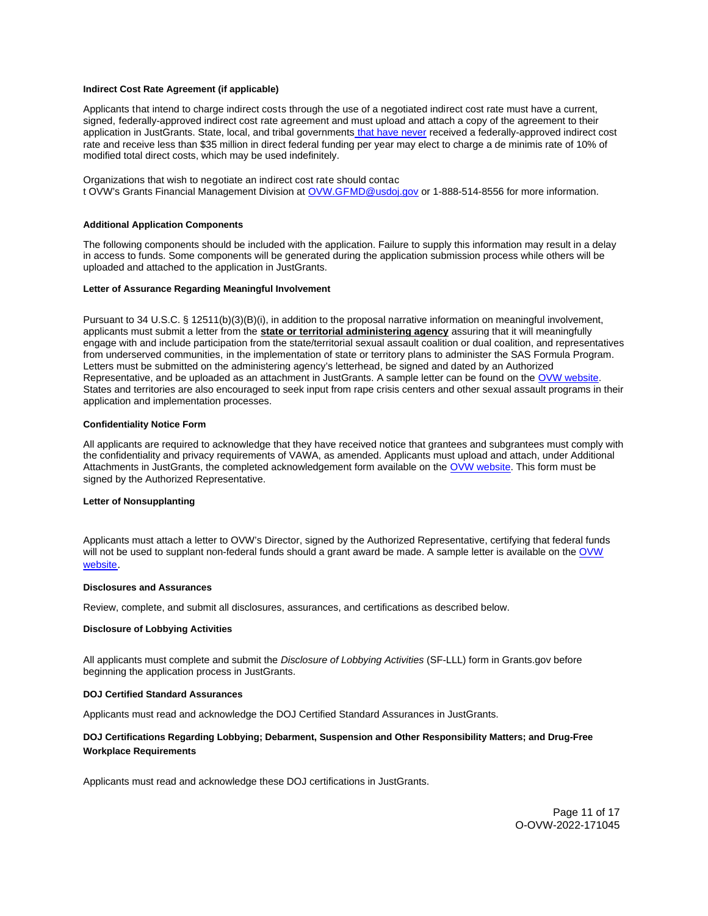### Indirect Cost Rate Agreement (if applicable)

Applicants that intend to charge indirect costs through the use of a negotiated indirect cost rate must have a current, signed, federally-approved indirect cost rate agreement and must upload and attach a copy of the agreement to their application in JustGrants. State, local, and tribal governments that have never received a federally-approved indirect cost rate and receive less than $35 million in direct federal funding per year may elect to charge a de minimis rate of 10% of modified total direct costs, which may be used indefinitely.

Organizations that wish to negotiate an indirect cost rate should contact OVW's Grants Financial Management Division at OVW.GFMD@usdoj.gov or 1-888-514-8556 for more information.

### Additional Application Components

The following components should be included with the application. Failure to supply this information may result in a delay in access to funds. Some components will be generated during the application submission process while others will be uploaded and attached to the application in JustGrants.

#### Letter of Assurance Regarding Meaningful Involvement

Pursuant to 34 U.S.C. § 12511(b)(3)(B)(i), in addition to the proposal narrative information on meaningful involvement, applicants must submit a letter from the **state or territorial administering agency** assuring that it will meaningfully engage with and include participation from the state/territorial sexual assault coalition or dual coalition, and representatives from underserved communities, in the implementation of state or territory plans to administer the SAS Formula Program. Letters must be submitted on the administering agency's letterhead, be signed and dated by an Authorized Representative, and be uploaded as an attachment in JustGrants. A sample letter can be found on the OVW website. States and territories are also encouraged to seek input from rape crisis centers and other sexual assault programs in their application and implementation processes.

#### Confidentiality Notice Form

All applicants are required to acknowledge that they have received notice that grantees and subgrantees must comply with the confidentiality and privacy requirements of VAWA, as amended. Applicants must upload and attach, under Additional Attachments in JustGrants, the completed acknowledgement form available on the OVW website. This form must be signed by the Authorized Representative.

#### Letter of Nonsupplanting

Applicants must attach a letter to OVW's Director, signed by the Authorized Representative, certifying that federal funds will not be used to supplant non-federal funds should a grant award be made. A sample letter is available on the OVW website.

#### Disclosures and Assurances

Review, complete, and submit all disclosures, assurances, and certifications as described below.

#### Disclosure of Lobbying Activities

All applicants must complete and submit the *Disclosure of Lobbying Activities* (SF-LLL) form in Grants.gov before beginning the application process in JustGrants.

#### DOJ Certified Standard Assurances

Applicants must read and acknowledge the DOJ Certified Standard Assurances in JustGrants.

#### DOJ Certifications Regarding Lobbying; Debarment, Suspension and Other Responsibility Matters; and Drug-Free Workplace Requirements

Applicants must read and acknowledge these DOJ certifications in JustGrants.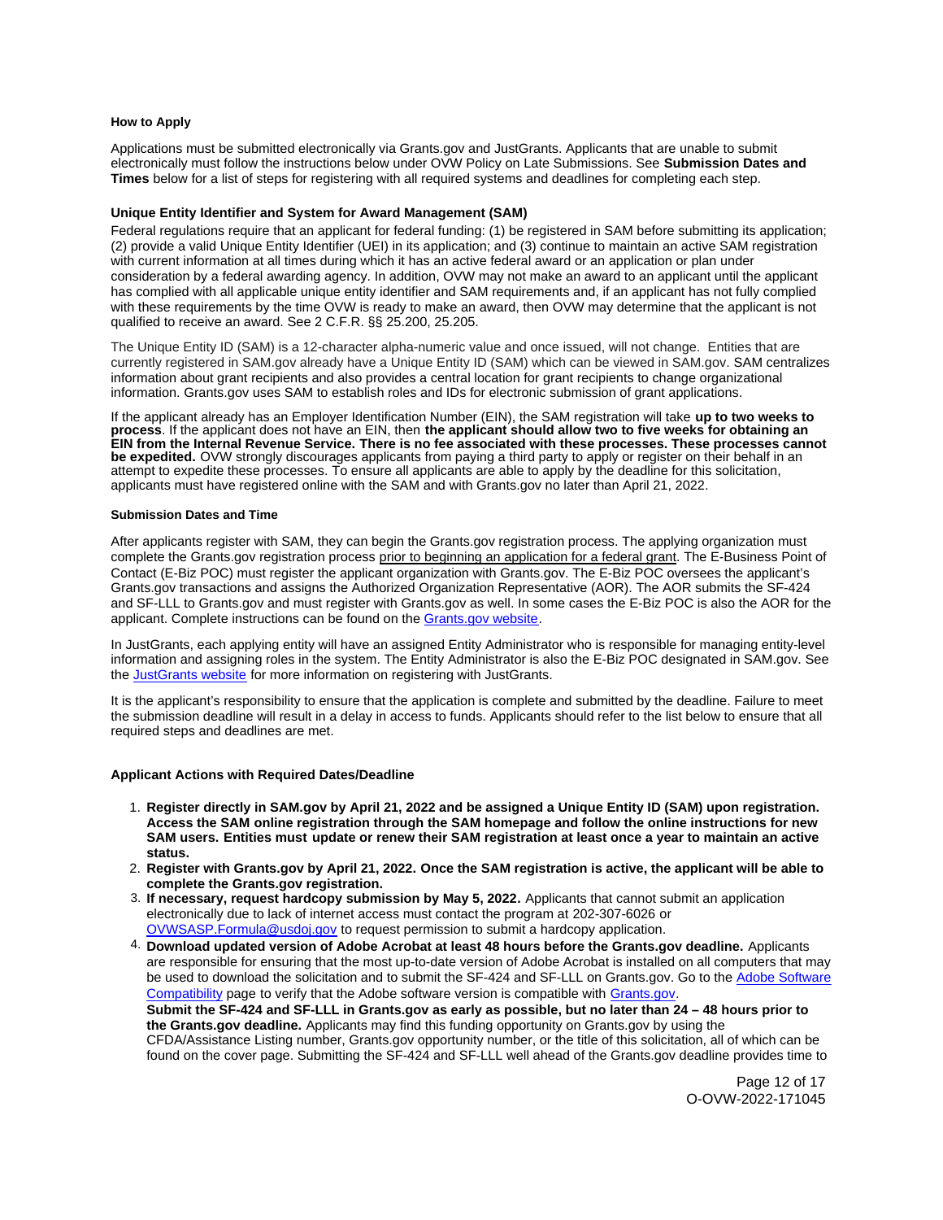#### How to Apply

Applications must be submitted electronically via Grants.gov and JustGrants. Applicants that are unable to submit electronically must follow the instructions below under OVW Policy on Late Submissions. See **Submission Dates and Times** below for a list of steps for registering with all required systems and deadlines for completing each step.

#### Unique Entity Identifier and System for Award Management (SAM)

Federal regulations require that an applicant for federal funding: (1) be registered in SAM before submitting its application; (2) provide a valid Unique Entity Identifier (UEI) in its application; and (3) continue to maintain an active SAM registration with current information at all times during which it has an active federal award or an application or plan under consideration by a federal awarding agency. In addition, OVW may not make an award to an applicant until the applicant has complied with all applicable unique entity identifier and SAM requirements and, if an applicant has not fully complied with these requirements by the time OVW is ready to make an award, then OVW may determine that the applicant is not qualified to receive an award. See 2 C.F.R. §§ 25.200, 25.205.

The Unique Entity ID (SAM) is a 12-character alpha-numeric value and once issued, will not change. Entities that are currently registered in SAM.gov already have a Unique Entity ID (SAM) which can be viewed in SAM.gov. SAM centralizes information about grant recipients and also provides a central location for grant recipients to change organizational information. Grants.gov uses SAM to establish roles and IDs for electronic submission of grant applications.

If the applicant already has an Employer Identification Number (EIN), the SAM registration will take **up to two weeks to process**. If the applicant does not have an EIN, then **the applicant should allow two to five weeks for obtaining an EIN from the Internal Revenue Service. There is no fee associated with these processes. These processes cannot be expedited.** OVW strongly discourages applicants from paying a third party to apply or register on their behalf in an attempt to expedite these processes. To ensure all applicants are able to apply by the deadline for this solicitation, applicants must have registered online with the SAM and with Grants.gov no later than April 21, 2022.

#### Submission Dates and Time

After applicants register with SAM, they can begin the Grants.gov registration process. The applying organization must complete the Grants.gov registration process prior to beginning an application for a federal grant. The E-Business Point of Contact (E-Biz POC) must register the applicant organization with Grants.gov. The E-Biz POC oversees the applicant's Grants.gov transactions and assigns the Authorized Organization Representative (AOR). The AOR submits the SF-424 and SF-LLL to Grants.gov and must register with Grants.gov as well. In some cases the E-Biz POC is also the AOR for the applicant. Complete instructions can be found on the Grants.gov website.

In JustGrants, each applying entity will have an assigned Entity Administrator who is responsible for managing entity-level information and assigning roles in the system. The Entity Administrator is also the E-Biz POC designated in SAM.gov. See the JustGrants website for more information on registering with JustGrants.

It is the applicant's responsibility to ensure that the application is complete and submitted by the deadline. Failure to meet the submission deadline will result in a delay in access to funds. Applicants should refer to the list below to ensure that all required steps and deadlines are met.

#### Applicant Actions with Required Dates/Deadline

1. **Register directly in SAM.gov by April 21, 2022 and be assigned a Unique Entity ID (SAM) upon registration. Access the SAM online registration through the SAM homepage and follow the online instructions for new SAM users. Entities must update or renew their SAM registration at least once a year to maintain an active status.**
2. **Register with Grants.gov by April 21, 2022. Once the SAM registration is active, the applicant will be able to complete the Grants.gov registration.**
3. **If necessary, request hardcopy submission by May 5, 2022.** Applicants that cannot submit an application electronically due to lack of internet access must contact the program at 202-307-6026 or OVWSASP.Formula@usdoj.gov to request permission to submit a hardcopy application.
4. **Download updated version of Adobe Acrobat at least 48 hours before the Grants.gov deadline.** Applicants are responsible for ensuring that the most up-to-date version of Adobe Acrobat is installed on all computers that may be used to download the solicitation and to submit the SF-424 and SF-LLL on Grants.gov. Go to the Adobe Software Compatibility page to verify that the Adobe software version is compatible with Grants.gov.
   **Submit the SF-424 and SF-LLL in Grants.gov as early as possible, but no later than 24 – 48 hours prior to the Grants.gov deadline.** Applicants may find this funding opportunity on Grants.gov by using the CFDA/Assistance Listing number, Grants.gov opportunity number, or the title of this solicitation, all of which can be found on the cover page. Submitting the SF-424 and SF-LLL well ahead of the Grants.gov deadline provides time to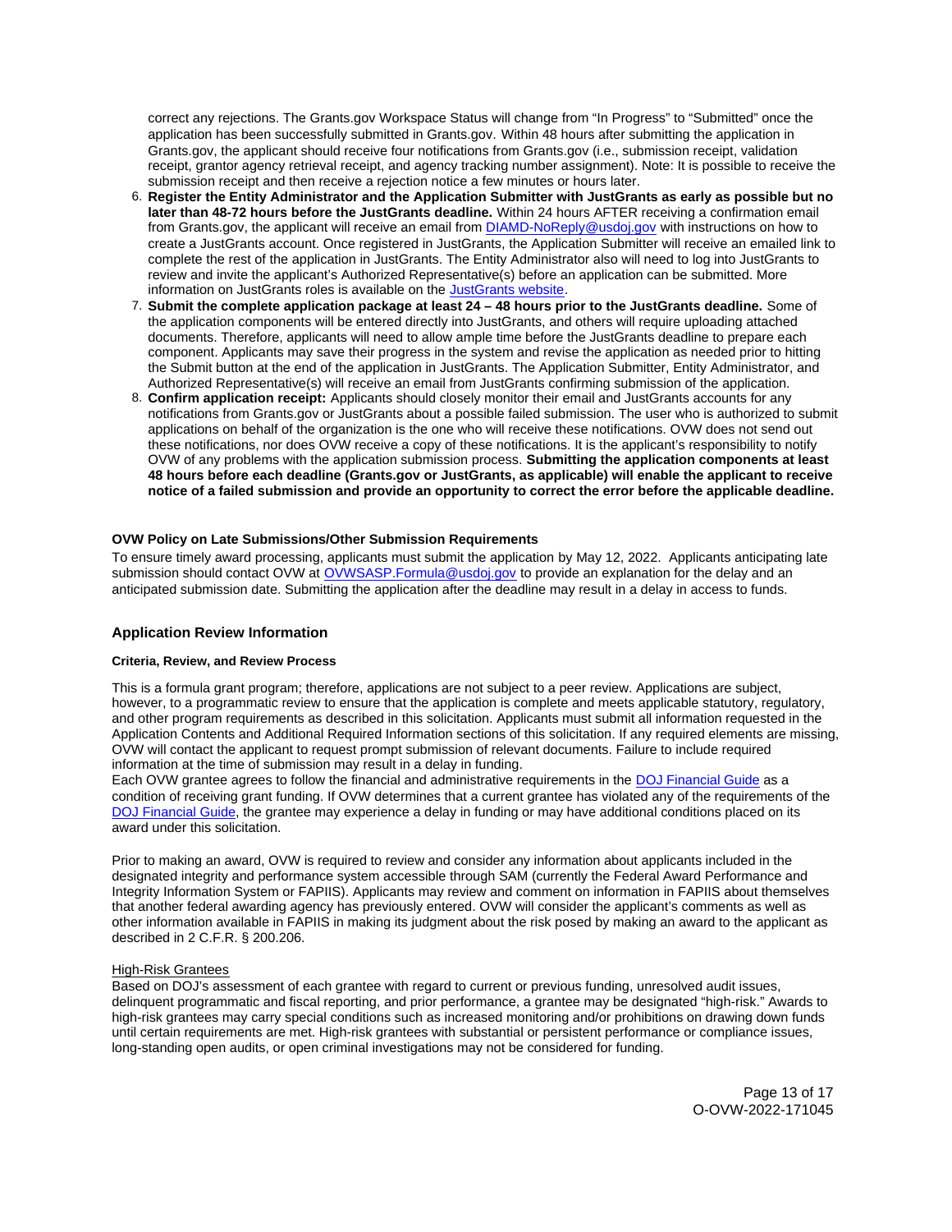correct any rejections. The Grants.gov Workspace Status will change from "In Progress" to "Submitted" once the application has been successfully submitted in Grants.gov. Within 48 hours after submitting the application in Grants.gov, the applicant should receive four notifications from Grants.gov (i.e., submission receipt, validation receipt, grantor agency retrieval receipt, and agency tracking number assignment). Note: It is possible to receive the submission receipt and then receive a rejection notice a few minutes or hours later.

6. **Register the Entity Administrator and the Application Submitter with JustGrants as early as possible but no later than 48-72 hours before the JustGrants deadline.** Within 24 hours AFTER receiving a confirmation email from Grants.gov, the applicant will receive an email from DIAMD-NoReply@usdoj.gov with instructions on how to create a JustGrants account. Once registered in JustGrants, the Application Submitter will receive an emailed link to complete the rest of the application in JustGrants. The Entity Administrator also will need to log into JustGrants to review and invite the applicant's Authorized Representative(s) before an application can be submitted. More information on JustGrants roles is available on the JustGrants website.
7. **Submit the complete application package at least 24 – 48 hours prior to the JustGrants deadline.** Some of the application components will be entered directly into JustGrants, and others will require uploading attached documents. Therefore, applicants will need to allow ample time before the JustGrants deadline to prepare each component. Applicants may save their progress in the system and revise the application as needed prior to hitting the Submit button at the end of the application in JustGrants. The Application Submitter, Entity Administrator, and Authorized Representative(s) will receive an email from JustGrants confirming submission of the application.
8. **Confirm application receipt:** Applicants should closely monitor their email and JustGrants accounts for any notifications from Grants.gov or JustGrants about a possible failed submission. The user who is authorized to submit applications on behalf of the organization is the one who will receive these notifications. OVW does not send out these notifications, nor does OVW receive a copy of these notifications. It is the applicant's responsibility to notify OVW of any problems with the application submission process. **Submitting the application components at least 48 hours before each deadline (Grants.gov or JustGrants, as applicable) will enable the applicant to receive notice of a failed submission and provide an opportunity to correct the error before the applicable deadline.**

#### OVW Policy on Late Submissions/Other Submission Requirements

To ensure timely award processing, applicants must submit the application by May 12, 2022. Applicants anticipating late submission should contact OVW at OVWSASP.Formula@usdoj.gov to provide an explanation for the delay and an anticipated submission date. Submitting the application after the deadline may result in a delay in access to funds.

### Application Review Information

#### Criteria, Review, and Review Process

This is a formula grant program; therefore, applications are not subject to a peer review. Applications are subject, however, to a programmatic review to ensure that the application is complete and meets applicable statutory, regulatory, and other program requirements as described in this solicitation. Applicants must submit all information requested in the Application Contents and Additional Required Information sections of this solicitation. If any required elements are missing, OVW will contact the applicant to request prompt submission of relevant documents. Failure to include required information at the time of submission may result in a delay in funding.
Each OVW grantee agrees to follow the financial and administrative requirements in the DOJ Financial Guide as a condition of receiving grant funding. If OVW determines that a current grantee has violated any of the requirements of the DOJ Financial Guide, the grantee may experience a delay in funding or may have additional conditions placed on its award under this solicitation.

Prior to making an award, OVW is required to review and consider any information about applicants included in the designated integrity and performance system accessible through SAM (currently the Federal Award Performance and Integrity Information System or FAPIIS). Applicants may review and comment on information in FAPIIS about themselves that another federal awarding agency has previously entered. OVW will consider the applicant's comments as well as other information available in FAPIIS in making its judgment about the risk posed by making an award to the applicant as described in 2 C.F.R. § 200.206.

High-Risk Grantees

Based on DOJ's assessment of each grantee with regard to current or previous funding, unresolved audit issues, delinquent programmatic and fiscal reporting, and prior performance, a grantee may be designated "high-risk." Awards to high-risk grantees may carry special conditions such as increased monitoring and/or prohibitions on drawing down funds until certain requirements are met. High-risk grantees with substantial or persistent performance or compliance issues, long-standing open audits, or open criminal investigations may not be considered for funding.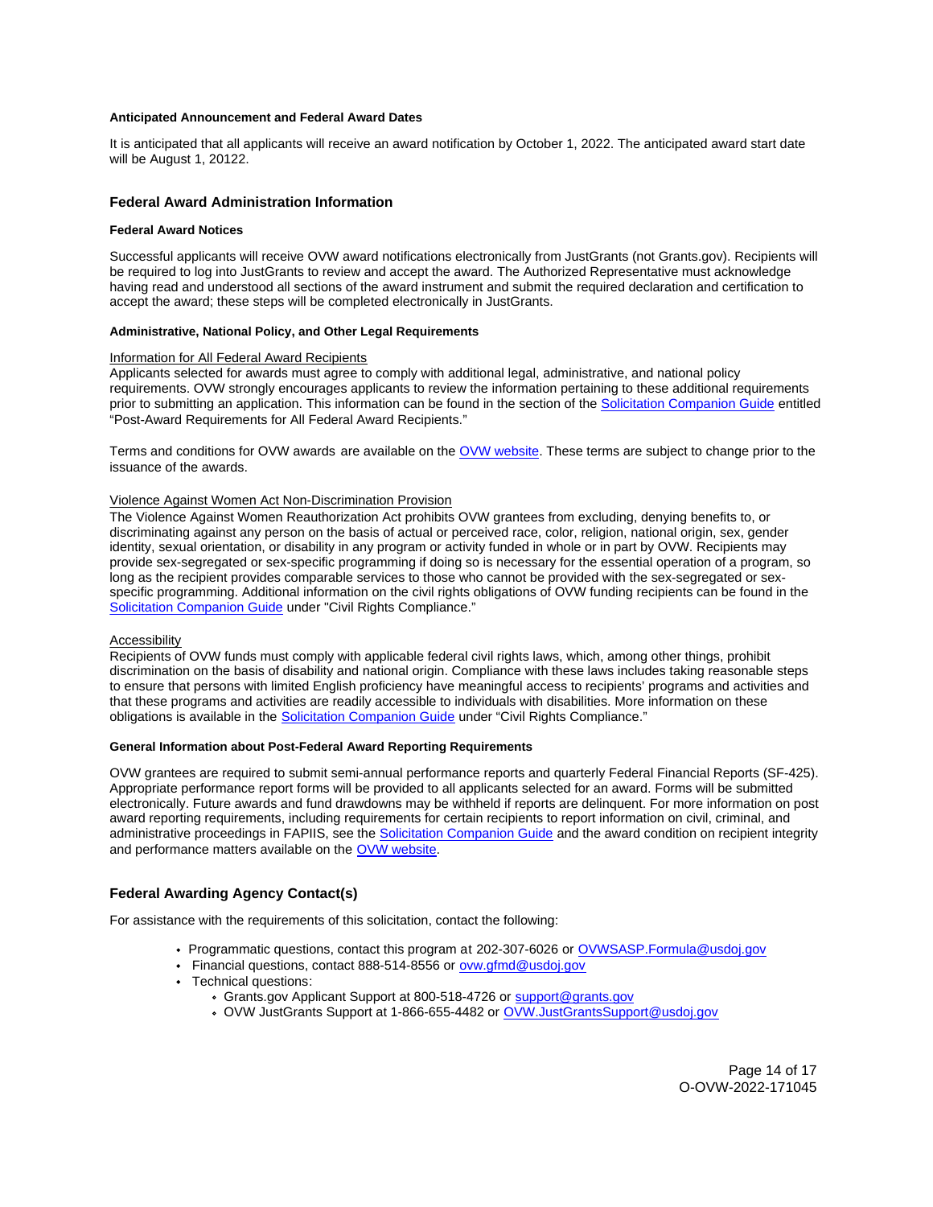#### Anticipated Announcement and Federal Award Dates

It is anticipated that all applicants will receive an award notification by October 1, 2022. The anticipated award start date will be August 1, 20122.

### Federal Award Administration Information

#### Federal Award Notices

Successful applicants will receive OVW award notifications electronically from JustGrants (not Grants.gov). Recipients will be required to log into JustGrants to review and accept the award. The Authorized Representative must acknowledge having read and understood all sections of the award instrument and submit the required declaration and certification to accept the award; these steps will be completed electronically in JustGrants.

#### Administrative, National Policy, and Other Legal Requirements

Information for All Federal Award Recipients

Applicants selected for awards must agree to comply with additional legal, administrative, and national policy requirements. OVW strongly encourages applicants to review the information pertaining to these additional requirements prior to submitting an application. This information can be found in the section of the Solicitation Companion Guide entitled "Post-Award Requirements for All Federal Award Recipients."

Terms and conditions for OVW awards are available on the OVW website. These terms are subject to change prior to the issuance of the awards.

Violence Against Women Act Non-Discrimination Provision

The Violence Against Women Reauthorization Act prohibits OVW grantees from excluding, denying benefits to, or discriminating against any person on the basis of actual or perceived race, color, religion, national origin, sex, gender identity, sexual orientation, or disability in any program or activity funded in whole or in part by OVW. Recipients may provide sex-segregated or sex-specific programming if doing so is necessary for the essential operation of a program, so long as the recipient provides comparable services to those who cannot be provided with the sex-segregated or sex-specific programming. Additional information on the civil rights obligations of OVW funding recipients can be found in the Solicitation Companion Guide under "Civil Rights Compliance."

Accessibility

Recipients of OVW funds must comply with applicable federal civil rights laws, which, among other things, prohibit discrimination on the basis of disability and national origin. Compliance with these laws includes taking reasonable steps to ensure that persons with limited English proficiency have meaningful access to recipients' programs and activities and that these programs and activities are readily accessible to individuals with disabilities. More information on these obligations is available in the Solicitation Companion Guide under "Civil Rights Compliance."

#### General Information about Post-Federal Award Reporting Requirements

OVW grantees are required to submit semi-annual performance reports and quarterly Federal Financial Reports (SF-425). Appropriate performance report forms will be provided to all applicants selected for an award. Forms will be submitted electronically. Future awards and fund drawdowns may be withheld if reports are delinquent. For more information on post award reporting requirements, including requirements for certain recipients to report information on civil, criminal, and administrative proceedings in FAPIIS, see the Solicitation Companion Guide and the award condition on recipient integrity and performance matters available on the OVW website.

### Federal Awarding Agency Contact(s)

For assistance with the requirements of this solicitation, contact the following:

- Programmatic questions, contact this program at 202-307-6026 or OVWSASP.Formula@usdoj.gov
- Financial questions, contact 888-514-8556 or ovw.gfmd@usdoj.gov
- Technical questions:
  - Grants.gov Applicant Support at 800-518-4726 or support@grants.gov
  - OVW JustGrants Support at 1-866-655-4482 or OVW.JustGrantsSupport@usdoj.gov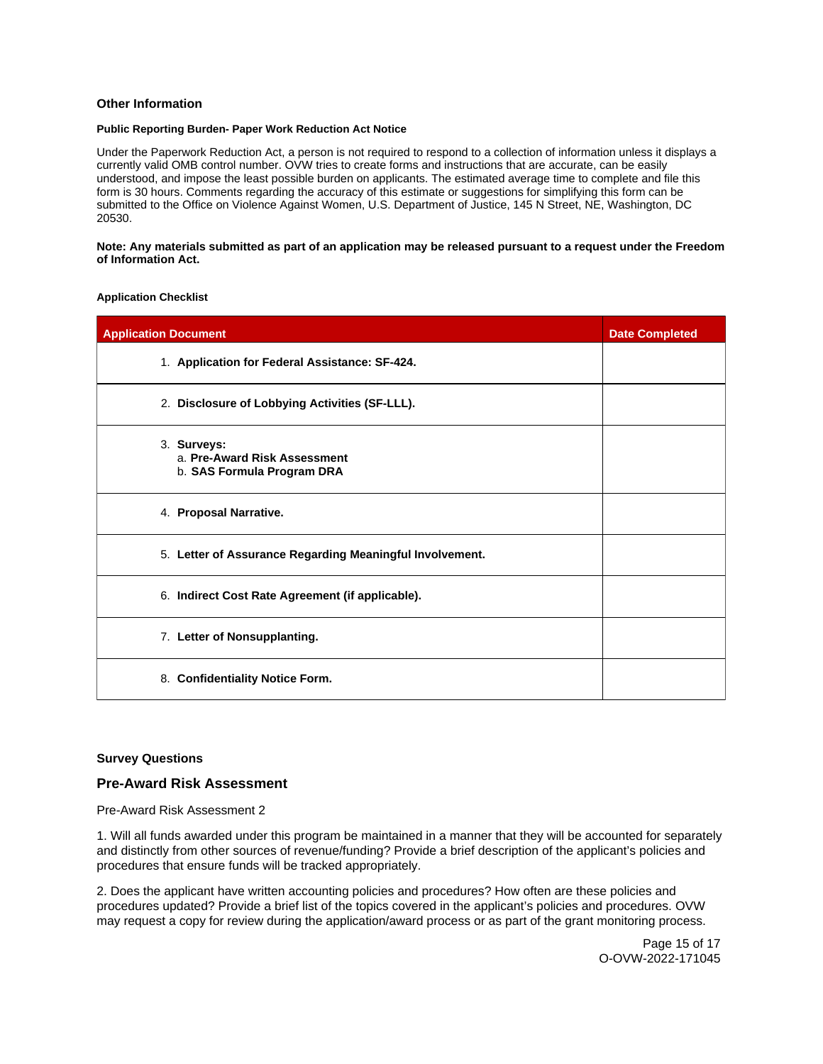### Other Information

#### Public Reporting Burden- Paper Work Reduction Act Notice

Under the Paperwork Reduction Act, a person is not required to respond to a collection of information unless it displays a currently valid OMB control number. OVW tries to create forms and instructions that are accurate, can be easily understood, and impose the least possible burden on applicants. The estimated average time to complete and file this form is 30 hours. Comments regarding the accuracy of this estimate or suggestions for simplifying this form can be submitted to the Office on Violence Against Women, U.S. Department of Justice, 145 N Street, NE, Washington, DC 20530.

**Note: Any materials submitted as part of an application may be released pursuant to a request under the Freedom of Information Act.**

#### Application Checklist

| Application Document | Date Completed |
| --- | --- |
| 1. **Application for Federal Assistance: SF-424.** | |
| 2. **Disclosure of Lobbying Activities (SF-LLL).** | |
| 3. **Surveys:**<br>a. **Pre-Award Risk Assessment**<br>b. **SAS Formula Program DRA** | |
| 4. **Proposal Narrative.** | |
| 5. **Letter of Assurance Regarding Meaningful Involvement.** | |
| 6. **Indirect Cost Rate Agreement (if applicable).** | |
| 7. **Letter of Nonsupplanting.** | |
| 8. **Confidentiality Notice Form.** | |

### Survey Questions

## Pre-Award Risk Assessment

Pre-Award Risk Assessment 2

1. Will all funds awarded under this program be maintained in a manner that they will be accounted for separately and distinctly from other sources of revenue/funding? Provide a brief description of the applicant's policies and procedures that ensure funds will be tracked appropriately.

2. Does the applicant have written accounting policies and procedures? How often are these policies and procedures updated? Provide a brief list of the topics covered in the applicant's policies and procedures. OVW may request a copy for review during the application/award process or as part of the grant monitoring process.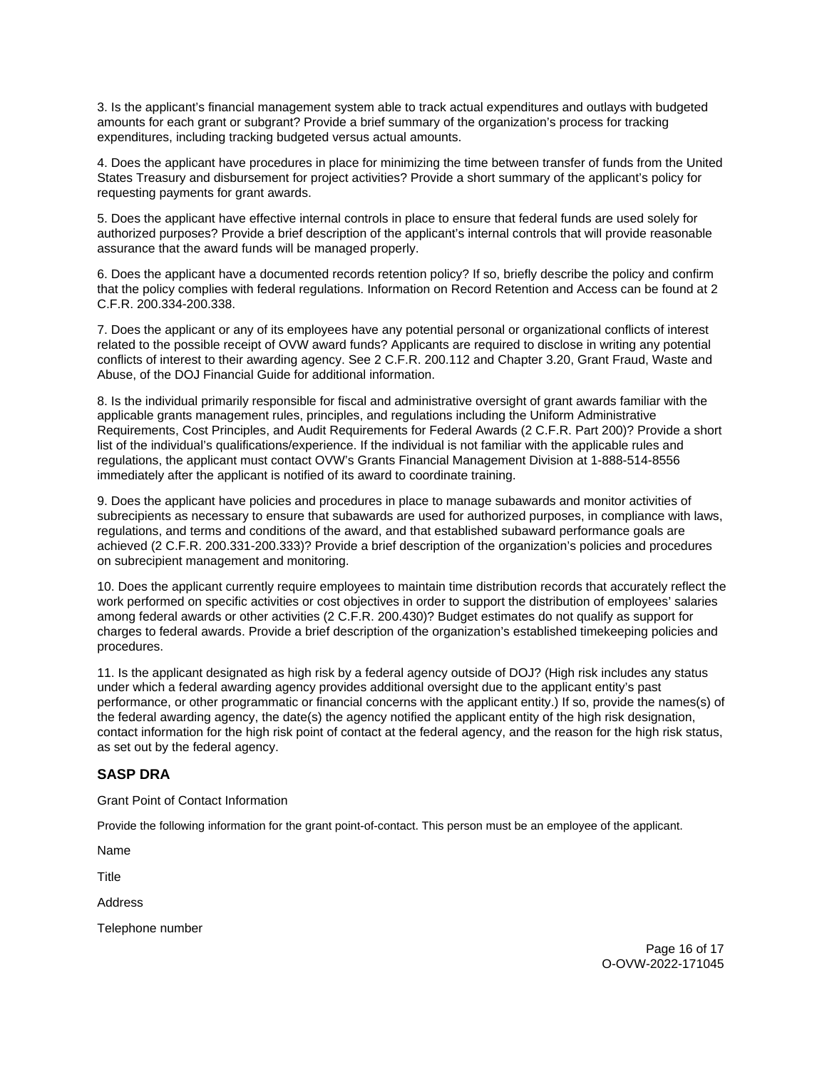3. Is the applicant's financial management system able to track actual expenditures and outlays with budgeted amounts for each grant or subgrant? Provide a brief summary of the organization's process for tracking expenditures, including tracking budgeted versus actual amounts.

4. Does the applicant have procedures in place for minimizing the time between transfer of funds from the United States Treasury and disbursement for project activities? Provide a short summary of the applicant's policy for requesting payments for grant awards.

5. Does the applicant have effective internal controls in place to ensure that federal funds are used solely for authorized purposes? Provide a brief description of the applicant's internal controls that will provide reasonable assurance that the award funds will be managed properly.

6. Does the applicant have a documented records retention policy? If so, briefly describe the policy and confirm that the policy complies with federal regulations. Information on Record Retention and Access can be found at 2 C.F.R. 200.334-200.338.

7. Does the applicant or any of its employees have any potential personal or organizational conflicts of interest related to the possible receipt of OVW award funds? Applicants are required to disclose in writing any potential conflicts of interest to their awarding agency. See 2 C.F.R. 200.112 and Chapter 3.20, Grant Fraud, Waste and Abuse, of the DOJ Financial Guide for additional information.

8. Is the individual primarily responsible for fiscal and administrative oversight of grant awards familiar with the applicable grants management rules, principles, and regulations including the Uniform Administrative Requirements, Cost Principles, and Audit Requirements for Federal Awards (2 C.F.R. Part 200)? Provide a short list of the individual's qualifications/experience. If the individual is not familiar with the applicable rules and regulations, the applicant must contact OVW's Grants Financial Management Division at 1-888-514-8556 immediately after the applicant is notified of its award to coordinate training.

9. Does the applicant have policies and procedures in place to manage subawards and monitor activities of subrecipients as necessary to ensure that subawards are used for authorized purposes, in compliance with laws, regulations, and terms and conditions of the award, and that established subaward performance goals are achieved (2 C.F.R. 200.331-200.333)? Provide a brief description of the organization's policies and procedures on subrecipient management and monitoring.

10. Does the applicant currently require employees to maintain time distribution records that accurately reflect the work performed on specific activities or cost objectives in order to support the distribution of employees' salaries among federal awards or other activities (2 C.F.R. 200.430)? Budget estimates do not qualify as support for charges to federal awards. Provide a brief description of the organization's established timekeeping policies and procedures.

11. Is the applicant designated as high risk by a federal agency outside of DOJ? (High risk includes any status under which a federal awarding agency provides additional oversight due to the applicant entity's past performance, or other programmatic or financial concerns with the applicant entity.) If so, provide the names(s) of the federal awarding agency, the date(s) the agency notified the applicant entity of the high risk designation, contact information for the high risk point of contact at the federal agency, and the reason for the high risk status, as set out by the federal agency.

## SASP DRA

Grant Point of Contact Information

Provide the following information for the grant point-of-contact. This person must be an employee of the applicant.

Name

Title

Address

Telephone number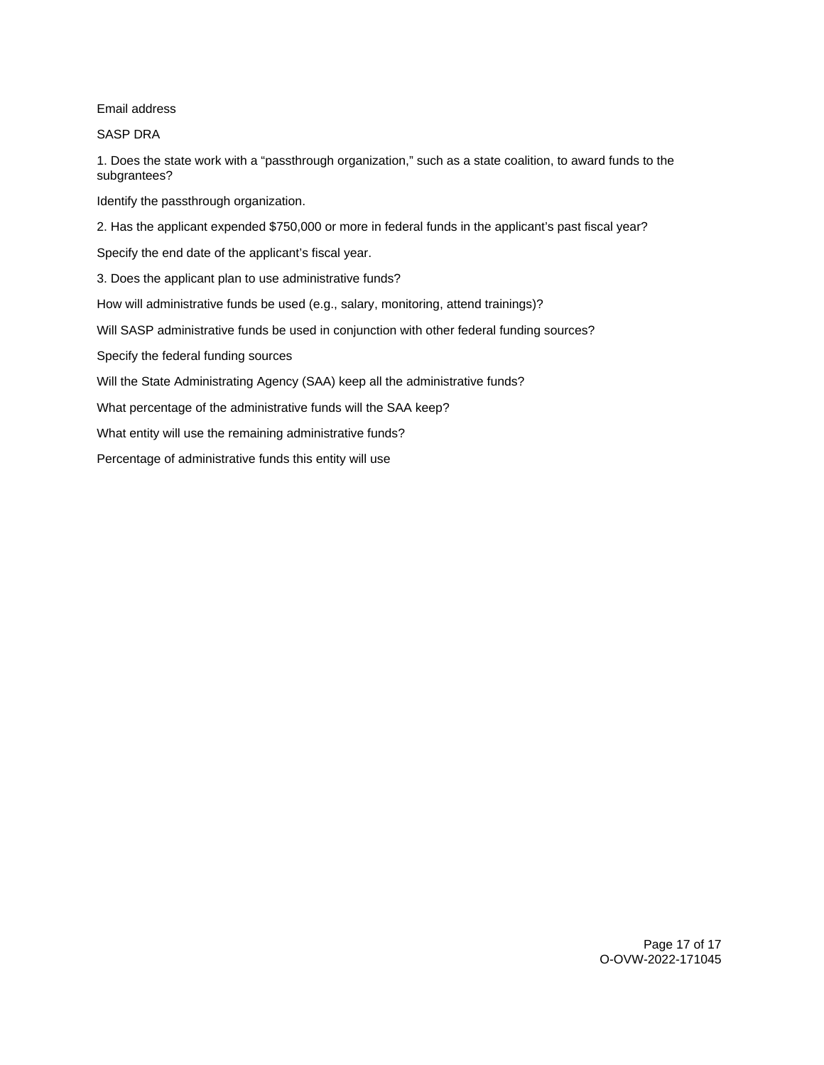Email address

SASP DRA

1. Does the state work with a “passthrough organization,” such as a state coalition, to award funds to the subgrantees?

Identify the passthrough organization.

2. Has the applicant expended $750,000 or more in federal funds in the applicant’s past fiscal year?

Specify the end date of the applicant’s fiscal year.

3. Does the applicant plan to use administrative funds?

How will administrative funds be used (e.g., salary, monitoring, attend trainings)?

Will SASP administrative funds be used in conjunction with other federal funding sources?

Specify the federal funding sources

Will the State Administrating Agency (SAA) keep all the administrative funds?

What percentage of the administrative funds will the SAA keep?

What entity will use the remaining administrative funds?

Percentage of administrative funds this entity will use